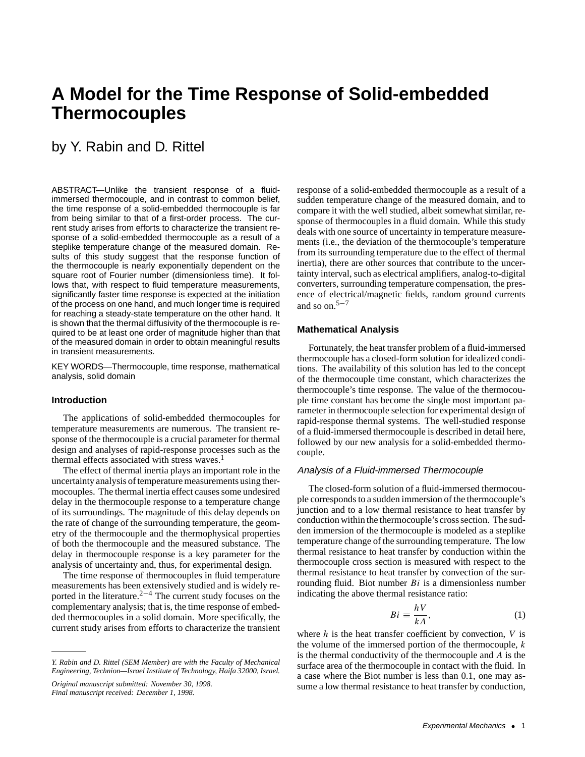# A Model for the Time Response of Solid-embedded Thermocouples

by Y. Rabin and D. Rittel

ABSTRACT—Unlike the transient response of a fluid-immersed thermocouple, and in contrast to common belief, the time response of a solid-embedded thermocouple is far from being similar to that of a first-order process. The current study arises from efforts to characterize the transient response of a solid-embedded thermocouple as a result of a steplike temperature change of the measured domain. Results of this study suggest that the response function of the thermocouple is nearly exponentially dependent on the square root of Fourier number (dimensionless time). It follows that, with respect to fluid temperature measurements, significantly faster time response is expected at the initiation of the process on one hand, and much longer time is required for reaching a steady-state temperature on the other hand. It is shown that the thermal diffusivity of the thermocouple is required to be at least one order of magnitude higher than that of the measured domain in order to obtain meaningful results in transient measurements.

KEY WORDS—Thermocouple, time response, mathematical analysis, solid domain

## Introduction

The applications of solid-embedded thermocouples for temperature measurements are numerous. The transient response of the thermocouple is a crucial parameter for thermal design and analyses of rapid-response processes such as the thermal effects associated with stress waves.[1]

The effect of thermal inertia plays an important role in the uncertainty analysis of temperature measurements using thermocouples. The thermal inertia effect causes some undesired delay in the thermocouple response to a temperature change of its surroundings. The magnitude of this delay depends on the rate of change of the surrounding temperature, the geometry of the thermocouple and the thermophysical properties of both the thermocouple and the measured substance. The delay in thermocouple response is a key parameter for the analysis of uncertainty and, thus, for experimental design.

The time response of thermocouples in fluid temperature measurements has been extensively studied and is widely reported in the literature.[2−4] The current study focuses on the complementary analysis; that is, the time response of embedded thermocouples in a solid domain. More specifically, the current study arises from efforts to characterize the transient response of a solid-embedded thermocouple as a result of a sudden temperature change of the measured domain, and to compare it with the well studied, albeit somewhat similar, response of thermocouples in a fluid domain. While this study deals with one source of uncertainty in temperature measurements (i.e., the deviation of the thermocouple's temperature from its surrounding temperature due to the effect of thermal inertia), there are other sources that contribute to the uncertainty interval, such as electrical amplifiers, analog-to-digital converters, surrounding temperature compensation, the presence of electrical/magnetic fields, random ground currents and so on.[5−7]

*Y. Rabin and D. Rittel (SEM Member) are with the Faculty of Mechanical Engineering, Technion—Israel Institute of Technology, Haifa 32000, Israel.*

*Original manuscript submitted: November 30, 1998.*
*Final manuscript received: December 1, 1998.*

## Mathematical Analysis

Fortunately, the heat transfer problem of a fluid-immersed thermocouple has a closed-form solution for idealized conditions. The availability of this solution has led to the concept of the thermocouple time constant, which characterizes the thermocouple's time response. The value of the thermocouple time constant has become the single most important parameter in thermocouple selection for experimental design of rapid-response thermal systems. The well-studied response of a fluid-immersed thermocouple is described in detail here, followed by our new analysis for a solid-embedded thermocouple.

### *Analysis of a Fluid-immersed Thermocouple*

The closed-form solution of a fluid-immersed thermocouple corresponds to a sudden immersion of the thermocouple's junction and to a low thermal resistance to heat transfer by conduction within the thermocouple's cross section. The sudden immersion of the thermocouple is modeled as a steplike temperature change of the surrounding temperature. The low thermal resistance to heat transfer by conduction within the thermocouple cross section is measured with respect to the thermal resistance to heat transfer by convection of the surrounding fluid. Biot number $Bi$ is a dimensionless number indicating the above thermal resistance ratio:

$$Bi \equiv \frac{hV}{kA}, \tag{1}$$

where $h$ is the heat transfer coefficient by convection, $V$ is the volume of the immersed portion of the thermocouple, $k$ is the thermal conductivity of the thermocouple and $A$ is the surface area of the thermocouple in contact with the fluid. In a case where the Biot number is less than 0.1, one may assume a low thermal resistance to heat transfer by conduction,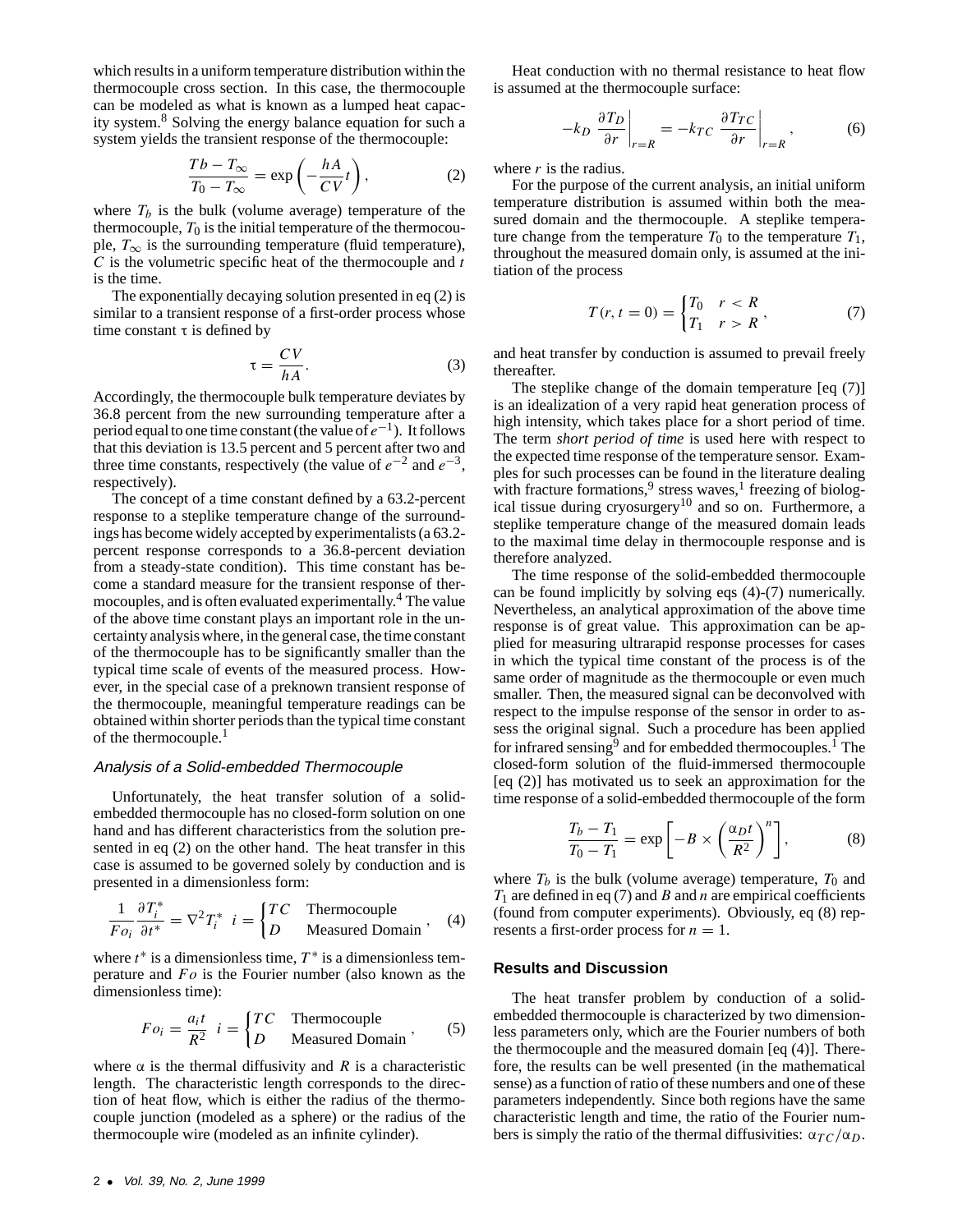which results in a uniform temperature distribution within the thermocouple cross section. In this case, the thermocouple can be modeled as what is known as a lumped heat capacity system.[8] Solving the energy balance equation for such a system yields the transient response of the thermocouple:

$$\frac{Tb - T_\infty}{T_0 - T_\infty} = \exp\left(-\frac{hA}{CV}t\right), \tag{2}$$

where $T_b$ is the bulk (volume average) temperature of the thermocouple, $T_0$ is the initial temperature of the thermocouple, $T_\infty$ is the surrounding temperature (fluid temperature), $C$ is the volumetric specific heat of the thermocouple and $t$ is the time.

The exponentially decaying solution presented in eq (2) is similar to a transient response of a first-order process whose time constant $\tau$ is defined by

$$\tau = \frac{CV}{hA}. \tag{3}$$

Accordingly, the thermocouple bulk temperature deviates by 36.8 percent from the new surrounding temperature after a period equal to one time constant (the value of $e^{-1}$). It follows that this deviation is 13.5 percent and 5 percent after two and three time constants, respectively (the value of $e^{-2}$ and $e^{-3}$, respectively).

The concept of a time constant defined by a 63.2-percent response to a steplike temperature change of the surroundings has become widely accepted by experimentalists (a 63.2-percent response corresponds to a 36.8-percent deviation from a steady-state condition). This time constant has become a standard measure for the transient response of thermocouples, and is often evaluated experimentally.[4] The value of the above time constant plays an important role in the uncertainty analysis where, in the general case, the time constant of the thermocouple has to be significantly smaller than the typical time scale of events of the measured process. However, in the special case of a preknown transient response of the thermocouple, meaningful temperature readings can be obtained within shorter periods than the typical time constant of the thermocouple.[1]

### *Analysis of a Solid-embedded Thermocouple*

Unfortunately, the heat transfer solution of a solid-embedded thermocouple has no closed-form solution on one hand and has different characteristics from the solution presented in eq (2) on the other hand. The heat transfer in this case is assumed to be governed solely by conduction and is presented in a dimensionless form:

$$\frac{1}{Fo_i}\frac{\partial T_i^*}{\partial t^*} = \nabla^2 T_i^* \quad i = \begin{cases} TC & \text{Thermocouple} \\ D & \text{Measured Domain} \end{cases}, \tag{4}$$

where $t^*$ is a dimensionless time, $T^*$ is a dimensionless temperature and $Fo$ is the Fourier number (also known as the dimensionless time):

$$Fo_i = \frac{a_i t}{R^2} \quad i = \begin{cases} TC & \text{Thermocouple} \\ D & \text{Measured Domain} \end{cases}, \tag{5}$$

where $\alpha$ is the thermal diffusivity and $R$ is a characteristic length. The characteristic length corresponds to the direction of heat flow, which is either the radius of the thermocouple junction (modeled as a sphere) or the radius of the thermocouple wire (modeled as an infinite cylinder).

Heat conduction with no thermal resistance to heat flow is assumed at the thermocouple surface:

$$-k_D \left.\frac{\partial T_D}{\partial r}\right|_{r=R} = -k_{TC} \left.\frac{\partial T_{TC}}{\partial r}\right|_{r=R}, \tag{6}$$

where $r$ is the radius.

For the purpose of the current analysis, an initial uniform temperature distribution is assumed within both the measured domain and the thermocouple. A steplike temperature change from the temperature $T_0$ to the temperature $T_1$, throughout the measured domain only, is assumed at the initiation of the process

$$T(r, t = 0) = \begin{cases} T_0 & r < R \\ T_1 & r > R \end{cases}, \tag{7}$$

and heat transfer by conduction is assumed to prevail freely thereafter.

The steplike change of the domain temperature [eq (7)] is an idealization of a very rapid heat generation process of high intensity, which takes place for a short period of time. The term *short period of time* is used here with respect to the expected time response of the temperature sensor. Examples for such processes can be found in the literature dealing with fracture formations,[9] stress waves,[1] freezing of biological tissue during cryosurgery[10] and so on. Furthermore, a steplike temperature change of the measured domain leads to the maximal time delay in thermocouple response and is therefore analyzed.

The time response of the solid-embedded thermocouple can be found implicitly by solving eqs (4)-(7) numerically. Nevertheless, an analytical approximation of the above time response is of great value. This approximation can be applied for measuring ultrarapid response processes for cases in which the typical time constant of the process is of the same order of magnitude as the thermocouple or even much smaller. Then, the measured signal can be deconvolved with respect to the impulse response of the sensor in order to assess the original signal. Such a procedure has been applied for infrared sensing[9] and for embedded thermocouples.[1] The closed-form solution of the fluid-immersed thermocouple [eq (2)] has motivated us to seek an approximation for the time response of a solid-embedded thermocouple of the form

$$\frac{T_b - T_1}{T_0 - T_1} = \exp\left[-B \times \left(\frac{\alpha_D t}{R^2}\right)^n\right], \tag{8}$$

where $T_b$ is the bulk (volume average) temperature, $T_0$ and $T_1$ are defined in eq (7) and $B$ and $n$ are empirical coefficients (found from computer experiments). Obviously, eq (8) represents a first-order process for $n = 1$.

## Results and Discussion

The heat transfer problem by conduction of a solid-embedded thermocouple is characterized by two dimensionless parameters only, which are the Fourier numbers of both the thermocouple and the measured domain [eq (4)]. Therefore, the results can be well presented (in the mathematical sense) as a function of ratio of these numbers and one of these parameters independently. Since both regions have the same characteristic length and time, the ratio of the Fourier numbers is simply the ratio of the thermal diffusivities: $\alpha_{TC}/\alpha_D$.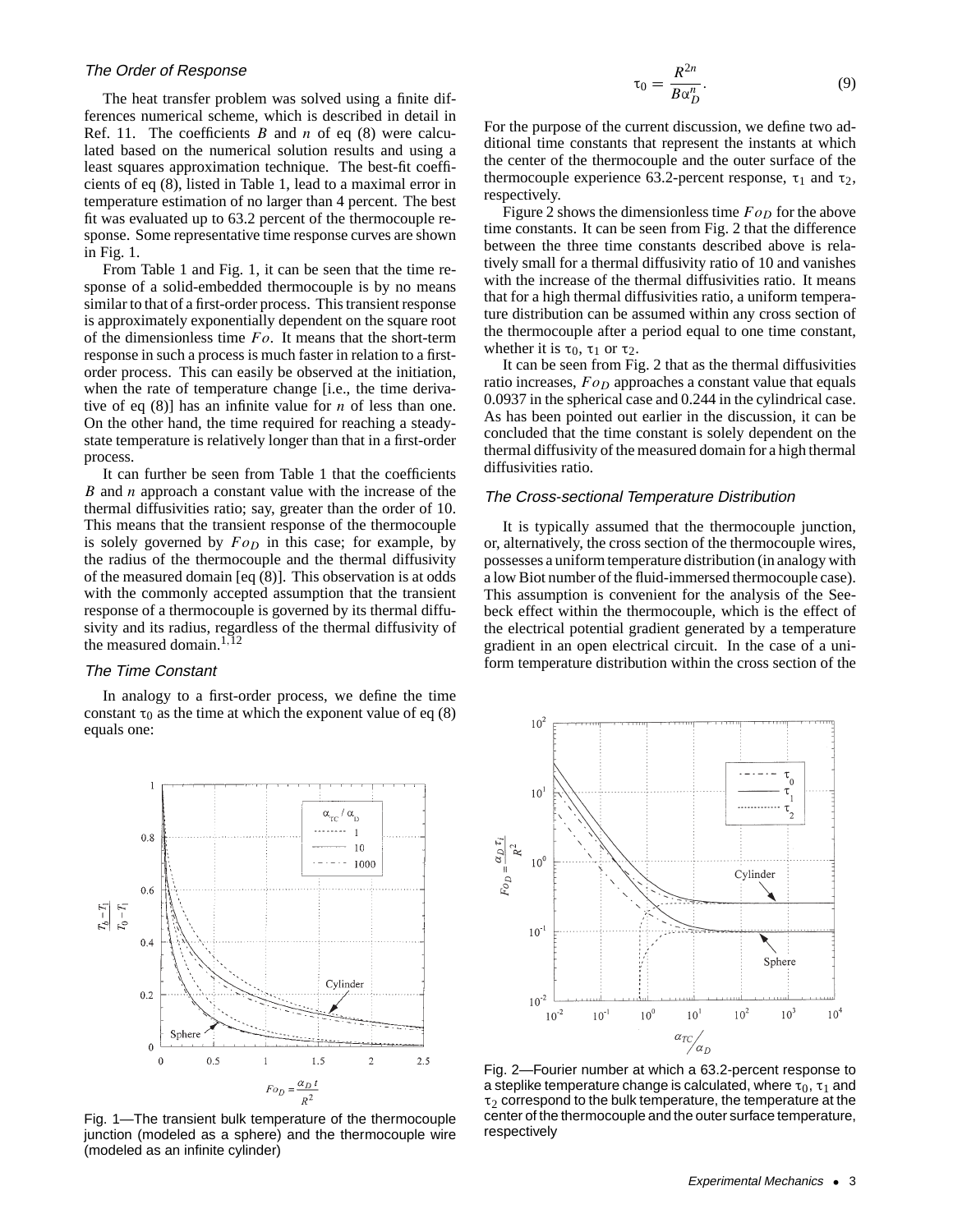### The Order of Response

The heat transfer problem was solved using a finite differences numerical scheme, which is described in detail in Ref. 11. The coefficients $B$ and $n$ of eq (8) were calculated based on the numerical solution results and using a least squares approximation technique. The best-fit coefficients of eq (8), listed in Table 1, lead to a maximal error in temperature estimation of no larger than 4 percent. The best fit was evaluated up to 63.2 percent of the thermocouple response. Some representative time response curves are shown in Fig. 1.

From Table 1 and Fig. 1, it can be seen that the time response of a solid-embedded thermocouple is by no means similar to that of a first-order process. This transient response is approximately exponentially dependent on the square root of the dimensionless time $Fo$. It means that the short-term response in such a process is much faster in relation to a first-order process. This can easily be observed at the initiation, when the rate of temperature change [i.e., the time derivative of eq (8)] has an infinite value for $n$ of less than one. On the other hand, the time required for reaching a steady-state temperature is relatively longer than that in a first-order process.

It can further be seen from Table 1 that the coefficients $B$ and $n$ approach a constant value with the increase of the thermal diffusivities ratio; say, greater than the order of 10. This means that the transient response of the thermocouple is solely governed by $Fo_D$ in this case; for example, by the radius of the thermocouple and the thermal diffusivity of the measured domain [eq (8)]. This observation is at odds with the commonly accepted assumption that the transient response of a thermocouple is governed by its thermal diffusivity and its radius, regardless of the thermal diffusivity of the measured domain.[1,12]

### The Time Constant

In analogy to a first-order process, we define the time constant $\tau_0$ as the time at which the exponent value of eq (8) equals one:

$$\tau_0 = \frac{R^{2n}}{B\alpha_D^n}. \tag{9}$$

For the purpose of the current discussion, we define two additional time constants that represent the instants at which the center of the thermocouple and the outer surface of the thermocouple experience 63.2-percent response, $\tau_1$ and $\tau_2$, respectively.

Figure 2 shows the dimensionless time $Fo_D$ for the above time constants. It can be seen from Fig. 2 that the difference between the three time constants described above is relatively small for a thermal diffusivity ratio of 10 and vanishes with the increase of the thermal diffusivities ratio. It means that for a high thermal diffusivities ratio, a uniform temperature distribution can be assumed within any cross section of the thermocouple after a period equal to one time constant, whether it is $\tau_0$, $\tau_1$ or $\tau_2$.

It can be seen from Fig. 2 that as the thermal diffusivities ratio increases, $Fo_D$ approaches a constant value that equals 0.0937 in the spherical case and 0.244 in the cylindrical case. As has been pointed out earlier in the discussion, it can be concluded that the time constant is solely dependent on the thermal diffusivity of the measured domain for a high thermal diffusivities ratio.

### The Cross-sectional Temperature Distribution

It is typically assumed that the thermocouple junction, or, alternatively, the cross section of the thermocouple wires, possesses a uniform temperature distribution (in analogy with a low Biot number of the fluid-immersed thermocouple case). This assumption is convenient for the analysis of the Seebeck effect within the thermocouple, which is the effect of the electrical potential gradient generated by a temperature gradient in an open electrical circuit. In the case of a uniform temperature distribution within the cross section of the

Fig. 1—The transient bulk temperature of the thermocouple junction (modeled as a sphere) and the thermocouple wire (modeled as an infinite cylinder)

Fig. 2—Fourier number at which a 63.2-percent response to a steplike temperature change is calculated, where $\tau_0$, $\tau_1$ and $\tau_2$ correspond to the bulk temperature, the temperature at the center of the thermocouple and the outer surface temperature, respectively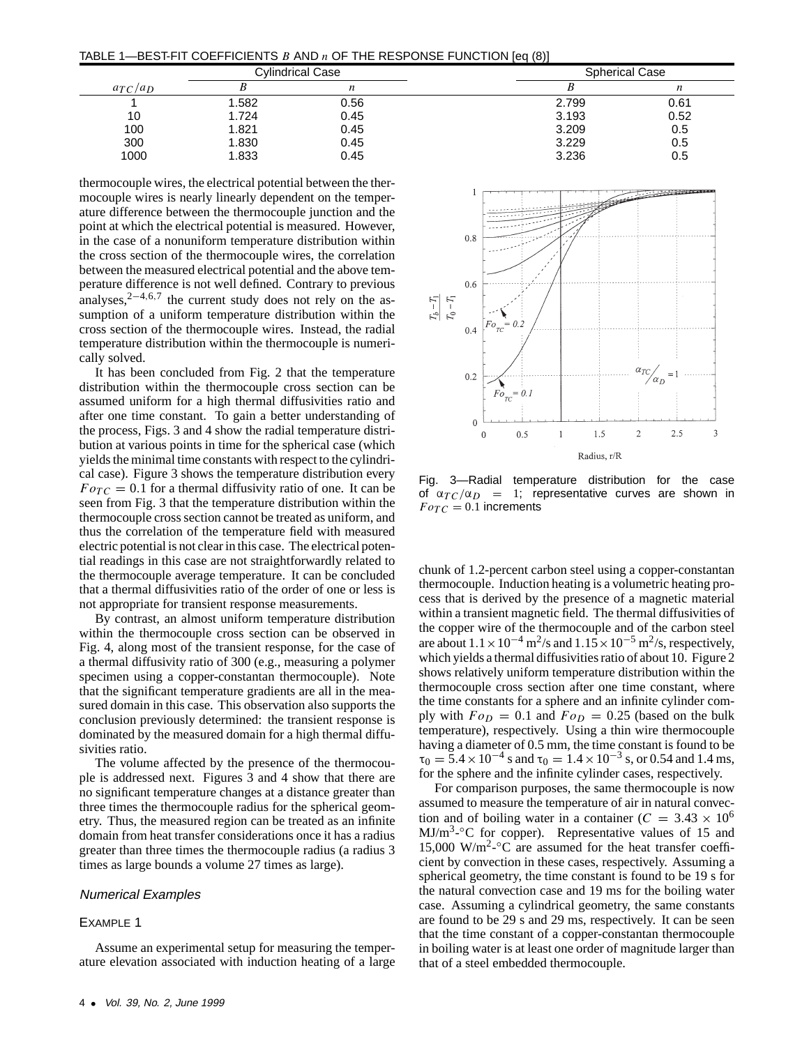TABLE 1—BEST-FIT COEFFICIENTS $B$ AND $n$ OF THE RESPONSE FUNCTION [eq (8)]

| $a_{TC}/a_D$ | Cylindrical Case | | Spherical Case | |
|---|---|---|---|---|
| | $B$ | $n$ | $B$ | $n$ |
| 1 | 1.582 | 0.56 | 2.799 | 0.61 |
| 10 | 1.724 | 0.45 | 3.193 | 0.52 |
| 100 | 1.821 | 0.45 | 3.209 | 0.5 |
| 300 | 1.830 | 0.45 | 3.229 | 0.5 |
| 1000 | 1.833 | 0.45 | 3.236 | 0.5 |

thermocouple wires, the electrical potential between the thermocouple wires is nearly linearly dependent on the temperature difference between the thermocouple junction and the point at which the electrical potential is measured. However, in the case of a nonuniform temperature distribution within the cross section of the thermocouple wires, the correlation between the measured electrical potential and the above temperature difference is not well defined. Contrary to previous analyses,[2–4,6,7] the current study does not rely on the assumption of a uniform temperature distribution within the cross section of the thermocouple wires. Instead, the radial temperature distribution within the thermocouple is numerically solved.

It has been concluded from Fig. 2 that the temperature distribution within the thermocouple cross section can be assumed uniform for a high thermal diffusivities ratio and after one time constant. To gain a better understanding of the process, Figs. 3 and 4 show the radial temperature distribution at various points in time for the spherical case (which yields the minimal time constants with respect to the cylindrical case). Figure 3 shows the temperature distribution every $Fo_{TC} = 0.1$ for a thermal diffusivity ratio of one. It can be seen from Fig. 3 that the temperature distribution within the thermocouple cross section cannot be treated as uniform, and thus the correlation of the temperature field with measured electric potential is not clear in this case. The electrical potential readings in this case are not straightforwardly related to the thermocouple average temperature. It can be concluded that a thermal diffusivities ratio of the order of one or less is not appropriate for transient response measurements.

By contrast, an almost uniform temperature distribution within the thermocouple cross section can be observed in Fig. 4, along most of the transient response, for the case of a thermal diffusivity ratio of 300 (e.g., measuring a polymer specimen using a copper-constantan thermocouple). Note that the significant temperature gradients are all in the measured domain in this case. This observation also supports the conclusion previously determined: the transient response is dominated by the measured domain for a high thermal diffusivities ratio.

The volume affected by the presence of the thermocouple is addressed next. Figures 3 and 4 show that there are no significant temperature changes at a distance greater than three times the thermocouple radius for the spherical geometry. Thus, the measured region can be treated as an infinite domain from heat transfer considerations once it has a radius greater than three times the thermocouple radius (a radius 3 times as large bounds a volume 27 times as large).

Fig. 3—Radial temperature distribution for the case of $\alpha_{TC}/\alpha_D = 1$; representative curves are shown in $Fo_{TC} = 0.1$ increments

### *Numerical Examples*

#### EXAMPLE 1

Assume an experimental setup for measuring the temperature elevation associated with induction heating of a large chunk of 1.2-percent carbon steel using a copper-constantan thermocouple. Induction heating is a volumetric heating process that is derived by the presence of a magnetic material within a transient magnetic field. The thermal diffusivities of the copper wire of the thermocouple and of the carbon steel are about $1.1 \times 10^{-4}$ m$^2$/s and $1.15 \times 10^{-5}$ m$^2$/s, respectively, which yields a thermal diffusivities ratio of about 10. Figure 2 shows relatively uniform temperature distribution within the thermocouple cross section after one time constant, where the time constants for a sphere and an infinite cylinder comply with $Fo_D = 0.1$ and $Fo_D = 0.25$ (based on the bulk temperature), respectively. Using a thin wire thermocouple having a diameter of 0.5 mm, the time constant is found to be $\tau_0 = 5.4 \times 10^{-4}$ s and $\tau_0 = 1.4 \times 10^{-3}$ s, or 0.54 and 1.4 ms, for the sphere and the infinite cylinder cases, respectively.

For comparison purposes, the same thermocouple is now assumed to measure the temperature of air in natural convection and of boiling water in a container ($C = 3.43 \times 10^6$ MJ/m$^3$-°C for copper). Representative values of 15 and 15,000 W/m$^2$-°C are assumed for the heat transfer coefficient by convection in these cases, respectively. Assuming a spherical geometry, the time constant is found to be 19 s for the natural convection case and 19 ms for the boiling water case. Assuming a cylindrical geometry, the same constants are found to be 29 s and 29 ms, respectively. It can be seen that the time constant of a copper-constantan thermocouple in boiling water is at least one order of magnitude larger than that of a steel embedded thermocouple.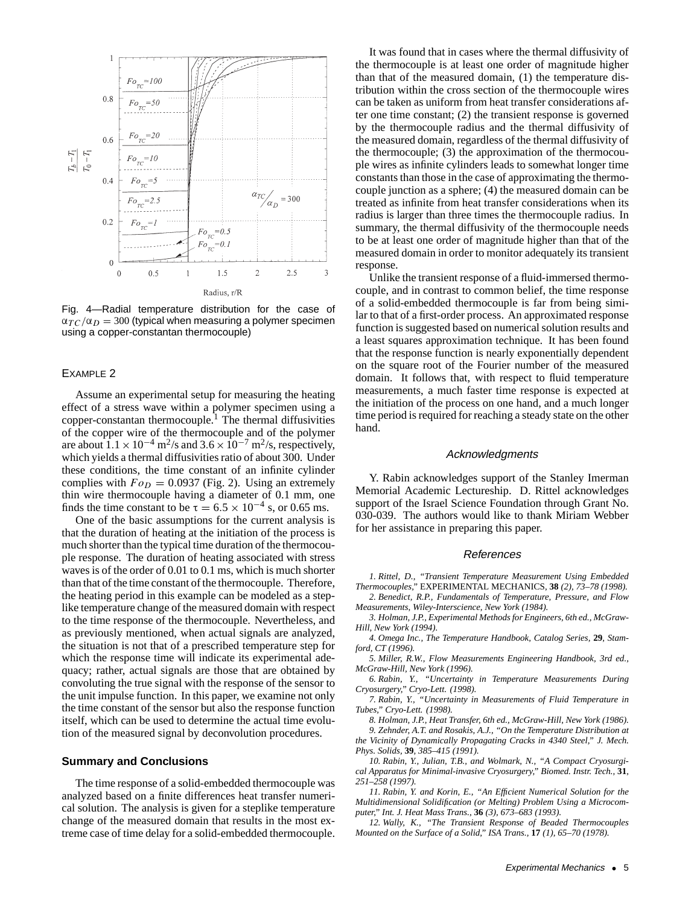$\frac{T_b - T_i}{T_0 - T_i}$

1

0.8

0.6

0.4

0.2

0

$Fo_{TC}$=100

$Fo_{TC}$=50

$Fo_{TC}$=20

$Fo_{TC}$=10

$Fo_{TC}$=5

$Fo_{TC}$=2.5

$Fo_{TC}$=1

$Fo_{TC}$=0.5

$Fo_{TC}$=0.1

$\alpha_{TC}/\alpha_D = 300$

0 0.5 1 1.5 2 2.5 3

Radius, r/R

Fig. 4—Radial temperature distribution for the case of $\alpha_{TC}/\alpha_D = 300$ (typical when measuring a polymer specimen using a copper-constantan thermocouple)

### Example 2

Assume an experimental setup for measuring the heating effect of a stress wave within a polymer specimen using a copper-constantan thermocouple.[1] The thermal diffusivities of the copper wire of the thermocouple and of the polymer are about $1.1 \times 10^{-4}$ m$^2$/s and $3.6 \times 10^{-7}$ m$^2$/s, respectively, which yields a thermal diffusivities ratio of about 300. Under these conditions, the time constant of an infinite cylinder complies with $Fo_D = 0.0937$ (Fig. 2). Using an extremely thin wire thermocouple having a diameter of 0.1 mm, one finds the time constant to be $\tau = 6.5 \times 10^{-4}$ s, or 0.65 ms.

One of the basic assumptions for the current analysis is that the duration of heating at the initiation of the process is much shorter than the typical time duration of the thermocouple response. The duration of heating associated with stress waves is of the order of 0.01 to 0.1 ms, which is much shorter than that of the time constant of the thermocouple. Therefore, the heating period in this example can be modeled as a steplike temperature change of the measured domain with respect to the time response of the thermocouple. Nevertheless, and as previously mentioned, when actual signals are analyzed, the situation is not that of a prescribed temperature step for which the response time will indicate its experimental adequacy; rather, actual signals are those that are obtained by convoluting the true signal with the response of the sensor to the unit impulse function. In this paper, we examine not only the time constant of the sensor but also the response function itself, which can be used to determine the actual time evolution of the measured signal by deconvolution procedures.

## Summary and Conclusions

The time response of a solid-embedded thermocouple was analyzed based on a finite differences heat transfer numerical solution. The analysis is given for a steplike temperature change of the measured domain that results in the most extreme case of time delay for a solid-embedded thermocouple.

It was found that in cases where the thermal diffusivity of the thermocouple is at least one order of magnitude higher than that of the measured domain, (1) the temperature distribution within the cross section of the thermocouple wires can be taken as uniform from heat transfer considerations after one time constant; (2) the transient response is governed by the thermocouple radius and the thermal diffusivity of the measured domain, regardless of the thermal diffusivity of the thermocouple; (3) the approximation of the thermocouple wires as infinite cylinders leads to somewhat longer time constants than those in the case of approximating the thermocouple junction as a sphere; (4) the measured domain can be treated as infinite from heat transfer considerations when its radius is larger than three times the thermocouple radius. In summary, the thermal diffusivity of the thermocouple needs to be at least one order of magnitude higher than that of the measured domain in order to monitor adequately its transient response.

Unlike the transient response of a fluid-immersed thermocouple, and in contrast to common belief, the time response of a solid-embedded thermocouple is far from being similar to that of a first-order process. An approximated response function is suggested based on numerical solution results and a least squares approximation technique. It has been found that the response function is nearly exponentially dependent on the square root of the Fourier number of the measured domain. It follows that, with respect to fluid temperature measurements, a much faster time response is expected at the initiation of the process on one hand, and a much longer time period is required for reaching a steady state on the other hand.

## Acknowledgments

Y. Rabin acknowledges support of the Stanley Imerman Memorial Academic Lectureship. D. Rittel acknowledges support of the Israel Science Foundation through Grant No. 030-039. The authors would like to thank Miriam Webber for her assistance in preparing this paper.

## References

1. Rittel, D., "Transient Temperature Measurement Using Embedded Thermocouples," EXPERIMENTAL MECHANICS, **38** (2), 73–78 (1998).
2. Benedict, R.P., Fundamentals of Temperature, Pressure, and Flow Measurements, Wiley-Interscience, New York (1984).
3. Holman, J.P., Experimental Methods for Engineers, 6th ed., McGraw-Hill, New York (1994).
4. Omega Inc., The Temperature Handbook, Catalog Series, **29**, Stamford, CT (1996).
5. Miller, R.W., Flow Measurements Engineering Handbook, 3rd ed., McGraw-Hill, New York (1996).
6. Rabin, Y., "Uncertainty in Temperature Measurements During Cryosurgery," Cryo-Lett. (1998).
7. Rabin, Y., "Uncertainty in Measurements of Fluid Temperature in Tubes," Cryo-Lett. (1998).
8. Holman, J.P., Heat Transfer, 6th ed., McGraw-Hill, New York (1986).
9. Zehnder, A.T. and Rosakis, A.J., "On the Temperature Distribution at the Vicinity of Dynamically Propagating Cracks in 4340 Steel," J. Mech. Phys. Solids, **39**, 385–415 (1991).
10. Rabin, Y., Julian, T.B., and Wolmark, N., "A Compact Cryosurgical Apparatus for Minimal-invasive Cryosurgery," Biomed. Instr. Tech., **31**, 251–258 (1997).
11. Rabin, Y. and Korin, E., "An Efficient Numerical Solution for the Multidimensional Solidification (or Melting) Problem Using a Microcomputer," Int. J. Heat Mass Trans., **36** (3), 673–683 (1993).
12. Wally, K., "The Transient Response of Beaded Thermocouples Mounted on the Surface of a Solid," ISA Trans., **17** (1), 65–70 (1978).